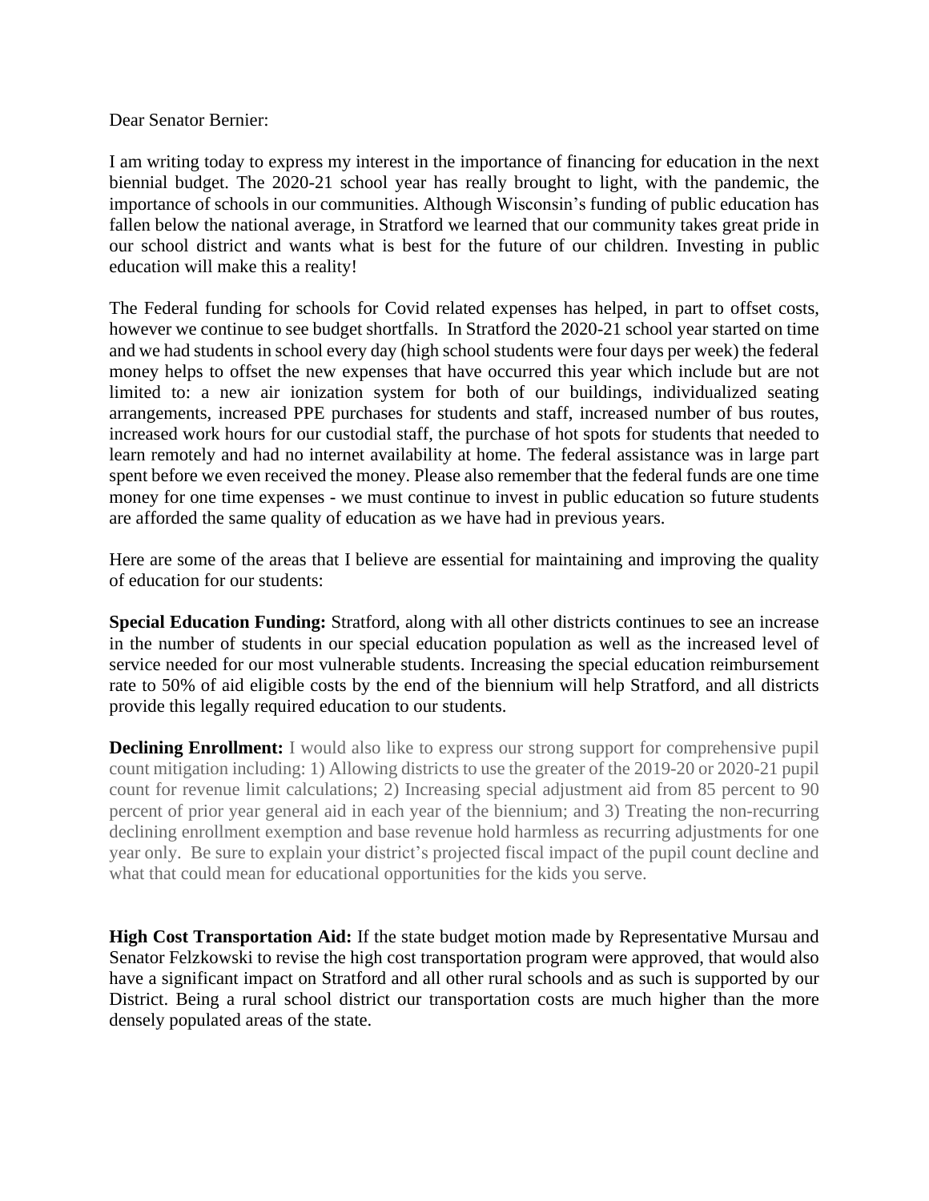Dear Senator Bernier:

I am writing today to express my interest in the importance of financing for education in the next biennial budget. The 2020-21 school year has really brought to light, with the pandemic, the importance of schools in our communities. Although Wisconsin's funding of public education has fallen below the national average, in Stratford we learned that our community takes great pride in our school district and wants what is best for the future of our children. Investing in public education will make this a reality!

The Federal funding for schools for Covid related expenses has helped, in part to offset costs, however we continue to see budget shortfalls. In Stratford the 2020-21 school year started on time and we had students in school every day (high school students were four days per week) the federal money helps to offset the new expenses that have occurred this year which include but are not limited to: a new air ionization system for both of our buildings, individualized seating arrangements, increased PPE purchases for students and staff, increased number of bus routes, increased work hours for our custodial staff, the purchase of hot spots for students that needed to learn remotely and had no internet availability at home. The federal assistance was in large part spent before we even received the money. Please also remember that the federal funds are one time money for one time expenses - we must continue to invest in public education so future students are afforded the same quality of education as we have had in previous years.

Here are some of the areas that I believe are essential for maintaining and improving the quality of education for our students:

**Special Education Funding:** Stratford, along with all other districts continues to see an increase in the number of students in our special education population as well as the increased level of service needed for our most vulnerable students. Increasing the special education reimbursement rate to 50% of aid eligible costs by the end of the biennium will help Stratford, and all districts provide this legally required education to our students.

**Declining Enrollment:** I would also like to express our strong support for comprehensive pupil count mitigation including: 1) Allowing districts to use the greater of the 2019-20 or 2020-21 pupil count for revenue limit calculations; 2) Increasing special adjustment aid from 85 percent to 90 percent of prior year general aid in each year of the biennium; and 3) Treating the non-recurring declining enrollment exemption and base revenue hold harmless as recurring adjustments for one year only. Be sure to explain your district's projected fiscal impact of the pupil count decline and what that could mean for educational opportunities for the kids you serve.

**High Cost Transportation Aid:** If the state budget motion made by Representative Mursau and Senator Felzkowski to revise the high cost transportation program were approved, that would also have a significant impact on Stratford and all other rural schools and as such is supported by our District. Being a rural school district our transportation costs are much higher than the more densely populated areas of the state.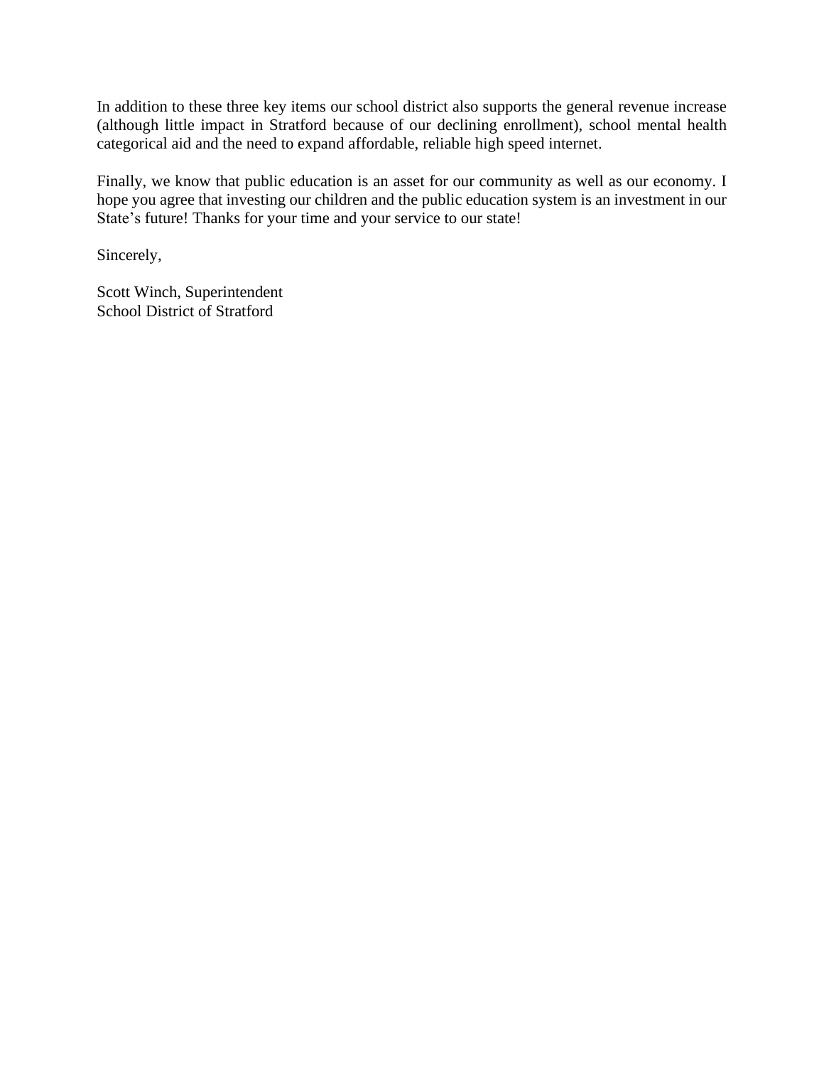In addition to these three key items our school district also supports the general revenue increase (although little impact in Stratford because of our declining enrollment), school mental health categorical aid and the need to expand affordable, reliable high speed internet.

Finally, we know that public education is an asset for our community as well as our economy. I hope you agree that investing our children and the public education system is an investment in our State's future! Thanks for your time and your service to our state!

Sincerely,

Scott Winch, Superintendent  
School District of Stratford